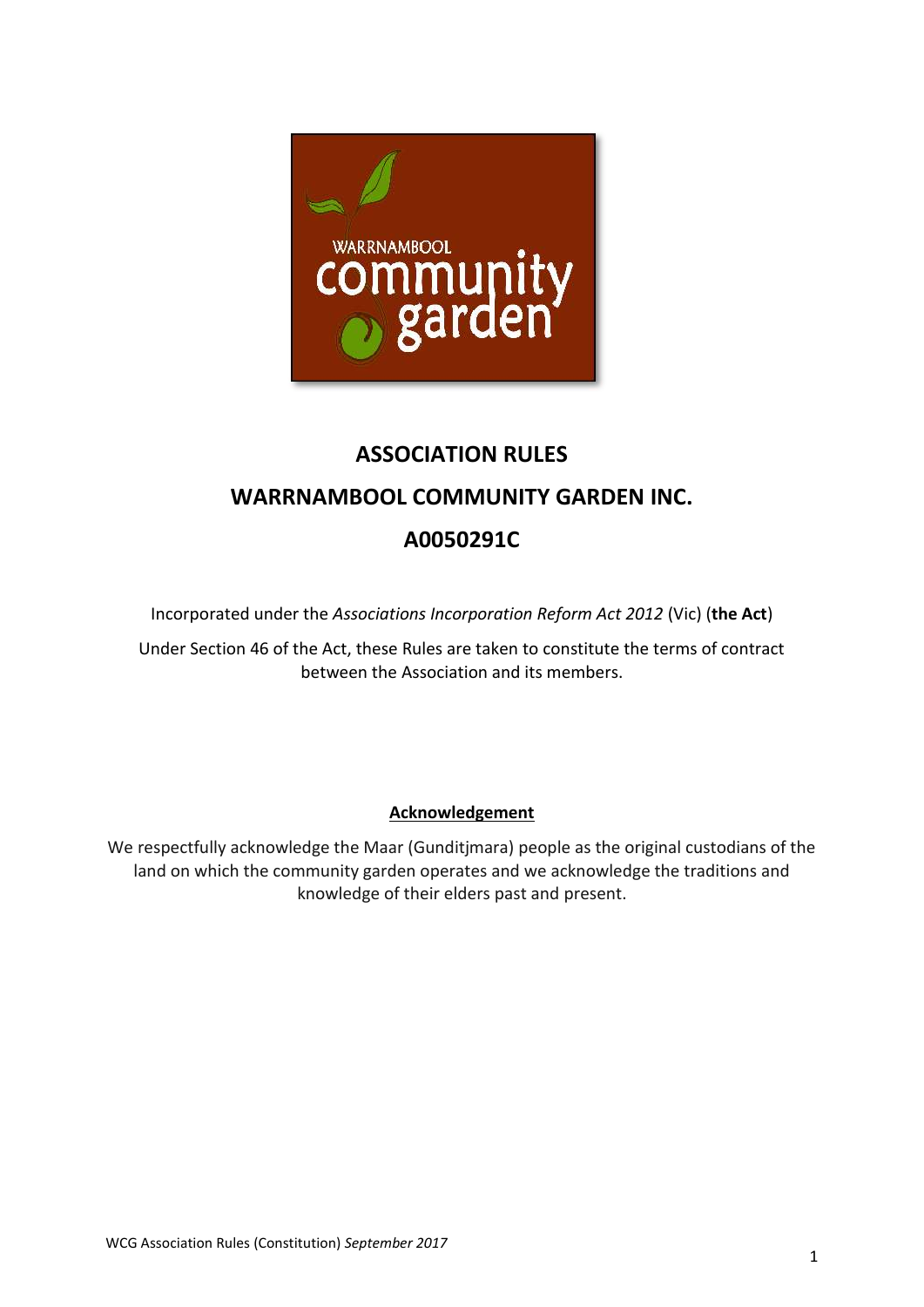# ASSOCIATION RULES

# WARRNAMBOOL COMMUNITY GARDEN INC.

# A0050291C

Incorporated under the *Associations Incorporation Reform Act 2012* (Vic) (**the Act**)

Under Section 46 of the Act, these Rules are taken to constitute the terms of contract between the Association and its members.

**Acknowledgement**

We respectfully acknowledge the Maar (Gunditjmara) people as the original custodians of the land on which the community garden operates and we acknowledge the traditions and knowledge of their elders past and present.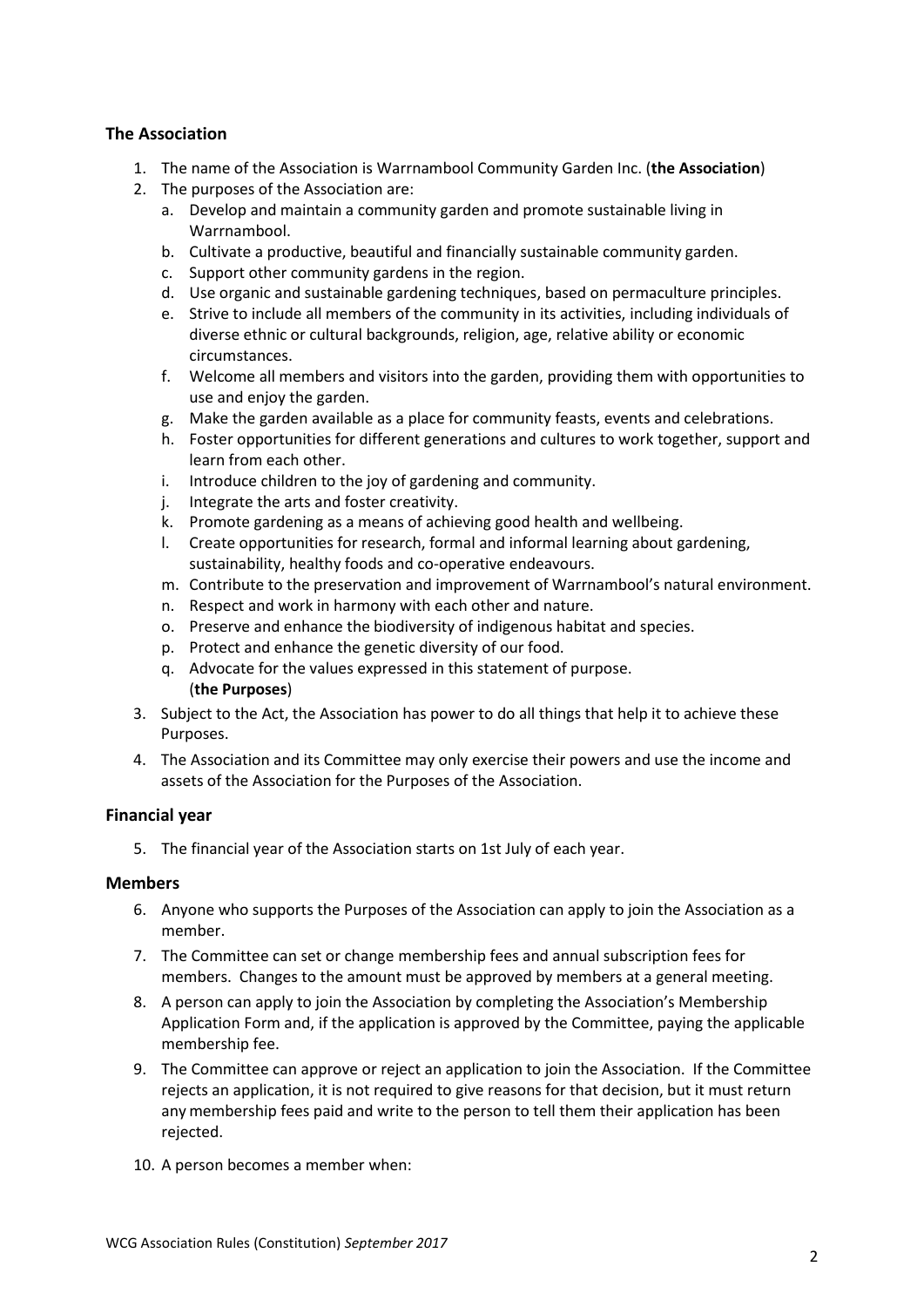## The Association

1. The name of the Association is Warrnambool Community Garden Inc. (**the Association**)
2. The purposes of the Association are:
   a. Develop and maintain a community garden and promote sustainable living in Warrnambool.
   b. Cultivate a productive, beautiful and financially sustainable community garden.
   c. Support other community gardens in the region.
   d. Use organic and sustainable gardening techniques, based on permaculture principles.
   e. Strive to include all members of the community in its activities, including individuals of diverse ethnic or cultural backgrounds, religion, age, relative ability or economic circumstances.
   f. Welcome all members and visitors into the garden, providing them with opportunities to use and enjoy the garden.
   g. Make the garden available as a place for community feasts, events and celebrations.
   h. Foster opportunities for different generations and cultures to work together, support and learn from each other.
   i. Introduce children to the joy of gardening and community.
   j. Integrate the arts and foster creativity.
   k. Promote gardening as a means of achieving good health and wellbeing.
   l. Create opportunities for research, formal and informal learning about gardening, sustainability, healthy foods and co-operative endeavours.
   m. Contribute to the preservation and improvement of Warrnambool's natural environment.
   n. Respect and work in harmony with each other and nature.
   o. Preserve and enhance the biodiversity of indigenous habitat and species.
   p. Protect and enhance the genetic diversity of our food.
   q. Advocate for the values expressed in this statement of purpose.
   (**the Purposes**)
3. Subject to the Act, the Association has power to do all things that help it to achieve these Purposes.
4. The Association and its Committee may only exercise their powers and use the income and assets of the Association for the Purposes of the Association.

## Financial year

5. The financial year of the Association starts on 1st July of each year.

## Members

6. Anyone who supports the Purposes of the Association can apply to join the Association as a member.
7. The Committee can set or change membership fees and annual subscription fees for members. Changes to the amount must be approved by members at a general meeting.
8. A person can apply to join the Association by completing the Association's Membership Application Form and, if the application is approved by the Committee, paying the applicable membership fee.
9. The Committee can approve or reject an application to join the Association. If the Committee rejects an application, it is not required to give reasons for that decision, but it must return any membership fees paid and write to the person to tell them their application has been rejected.
10. A person becomes a member when: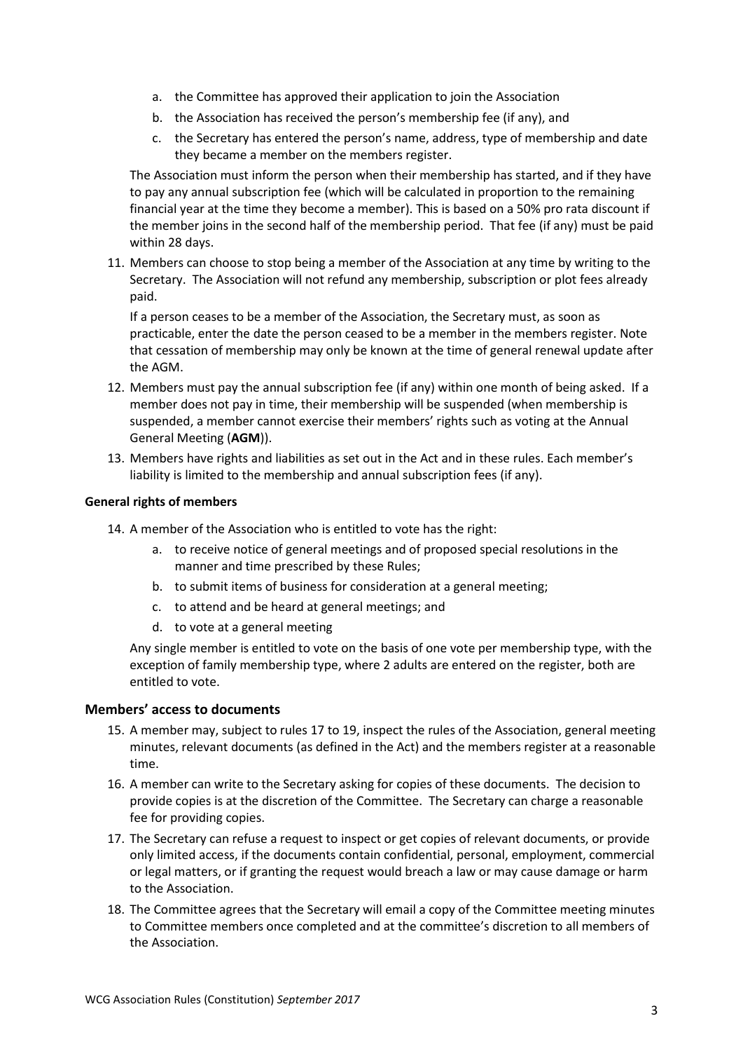a. the Committee has approved their application to join the Association
b. the Association has received the person's membership fee (if any), and
c. the Secretary has entered the person's name, address, type of membership and date they became a member on the members register.

The Association must inform the person when their membership has started, and if they have to pay any annual subscription fee (which will be calculated in proportion to the remaining financial year at the time they become a member). This is based on a 50% pro rata discount if the member joins in the second half of the membership period. That fee (if any) must be paid within 28 days.

11. Members can choose to stop being a member of the Association at any time by writing to the Secretary. The Association will not refund any membership, subscription or plot fees already paid.

    If a person ceases to be a member of the Association, the Secretary must, as soon as practicable, enter the date the person ceased to be a member in the members register. Note that cessation of membership may only be known at the time of general renewal update after the AGM.

12. Members must pay the annual subscription fee (if any) within one month of being asked. If a member does not pay in time, their membership will be suspended (when membership is suspended, a member cannot exercise their members' rights such as voting at the Annual General Meeting (**AGM**)).
13. Members have rights and liabilities as set out in the Act and in these rules. Each member's liability is limited to the membership and annual subscription fees (if any).

**General rights of members**

14. A member of the Association who is entitled to vote has the right:
    a. to receive notice of general meetings and of proposed special resolutions in the manner and time prescribed by these Rules;
    b. to submit items of business for consideration at a general meeting;
    c. to attend and be heard at general meetings; and
    d. to vote at a general meeting

    Any single member is entitled to vote on the basis of one vote per membership type, with the exception of family membership type, where 2 adults are entered on the register, both are entitled to vote.

## Members' access to documents

15. A member may, subject to rules 17 to 19, inspect the rules of the Association, general meeting minutes, relevant documents (as defined in the Act) and the members register at a reasonable time.
16. A member can write to the Secretary asking for copies of these documents. The decision to provide copies is at the discretion of the Committee. The Secretary can charge a reasonable fee for providing copies.
17. The Secretary can refuse a request to inspect or get copies of relevant documents, or provide only limited access, if the documents contain confidential, personal, employment, commercial or legal matters, or if granting the request would breach a law or may cause damage or harm to the Association.
18. The Committee agrees that the Secretary will email a copy of the Committee meeting minutes to Committee members once completed and at the committee's discretion to all members of the Association.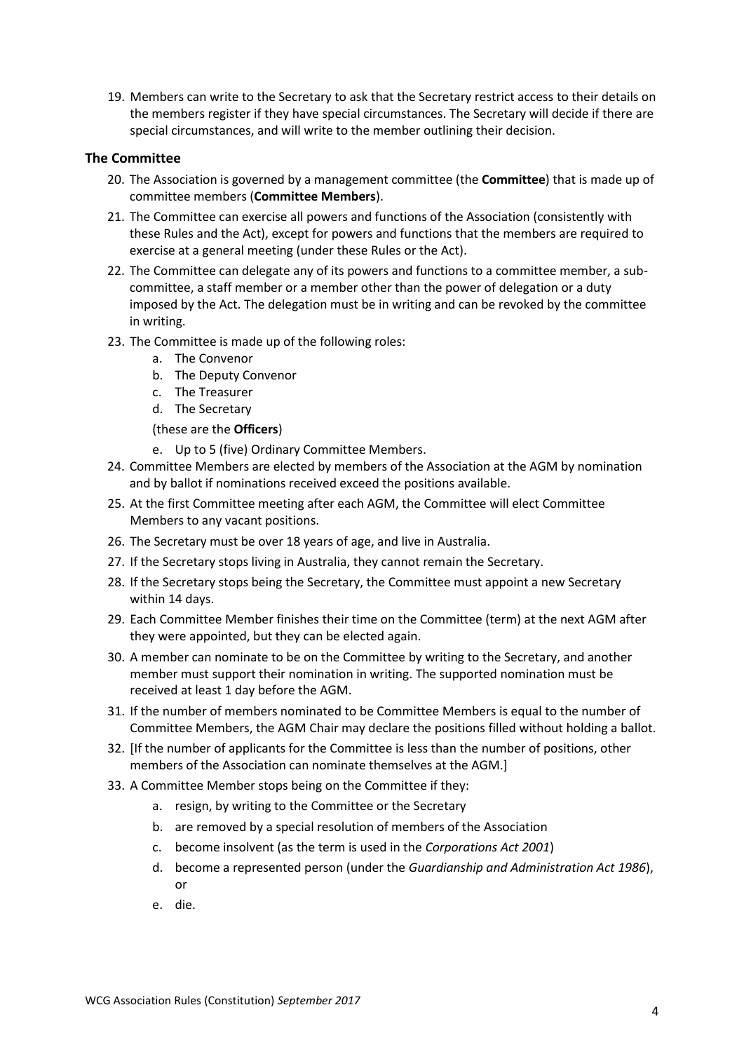19. Members can write to the Secretary to ask that the Secretary restrict access to their details on the members register if they have special circumstances. The Secretary will decide if there are special circumstances, and will write to the member outlining their decision.

### The Committee

20. The Association is governed by a management committee (the **Committee**) that is made up of committee members (**Committee Members**).
21. The Committee can exercise all powers and functions of the Association (consistently with these Rules and the Act), except for powers and functions that the members are required to exercise at a general meeting (under these Rules or the Act).
22. The Committee can delegate any of its powers and functions to a committee member, a sub-committee, a staff member or a member other than the power of delegation or a duty imposed by the Act. The delegation must be in writing and can be revoked by the committee in writing.
23. The Committee is made up of the following roles:
    a. The Convenor
    b. The Deputy Convenor
    c. The Treasurer
    d. The Secretary

    (these are the **Officers**)

    e. Up to 5 (five) Ordinary Committee Members.
24. Committee Members are elected by members of the Association at the AGM by nomination and by ballot if nominations received exceed the positions available.
25. At the first Committee meeting after each AGM, the Committee will elect Committee Members to any vacant positions.
26. The Secretary must be over 18 years of age, and live in Australia.
27. If the Secretary stops living in Australia, they cannot remain the Secretary.
28. If the Secretary stops being the Secretary, the Committee must appoint a new Secretary within 14 days.
29. Each Committee Member finishes their time on the Committee (term) at the next AGM after they were appointed, but they can be elected again.
30. A member can nominate to be on the Committee by writing to the Secretary, and another member must support their nomination in writing. The supported nomination must be received at least 1 day before the AGM.
31. If the number of members nominated to be Committee Members is equal to the number of Committee Members, the AGM Chair may declare the positions filled without holding a ballot.
32. [If the number of applicants for the Committee is less than the number of positions, other members of the Association can nominate themselves at the AGM.]
33. A Committee Member stops being on the Committee if they:
    a. resign, by writing to the Committee or the Secretary
    b. are removed by a special resolution of members of the Association
    c. become insolvent (as the term is used in the *Corporations Act 2001*)
    d. become a represented person (under the *Guardianship and Administration Act 1986*), or
    e. die.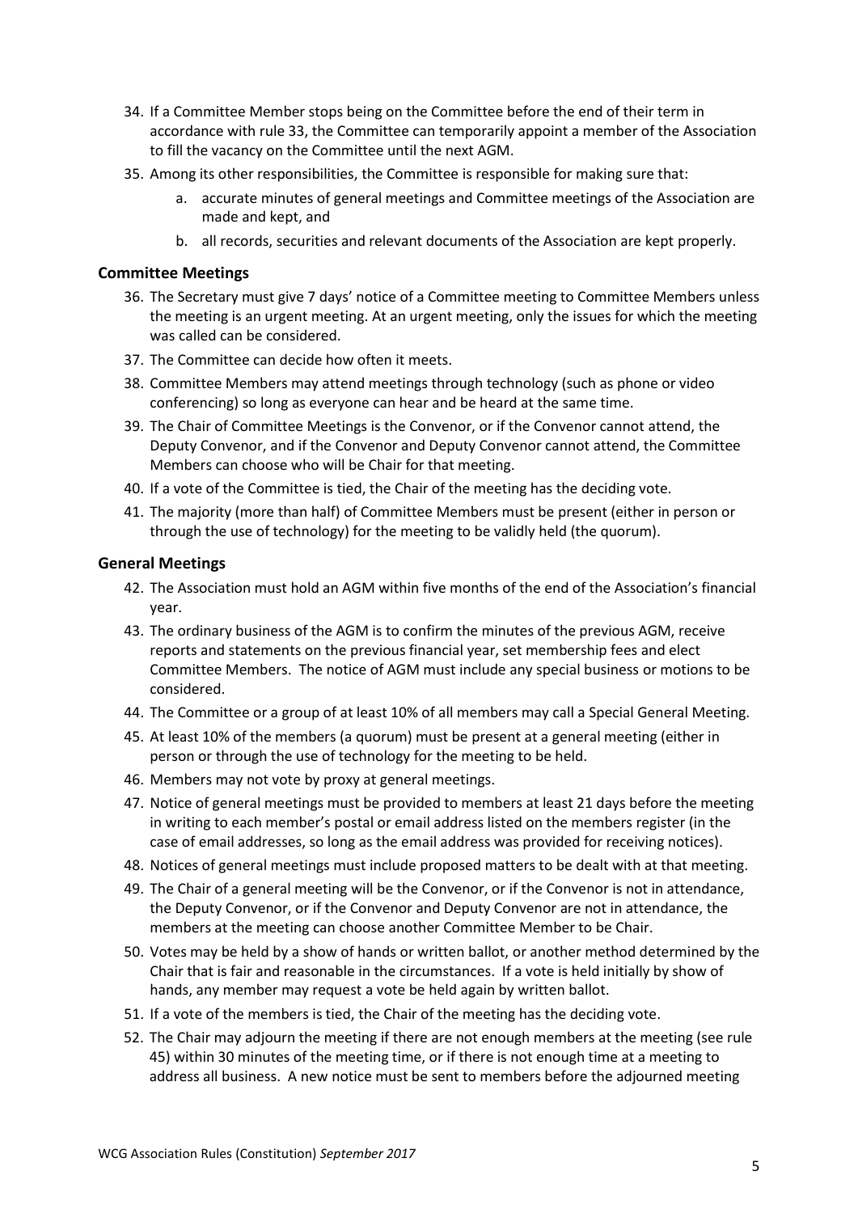34. If a Committee Member stops being on the Committee before the end of their term in accordance with rule 33, the Committee can temporarily appoint a member of the Association to fill the vacancy on the Committee until the next AGM.
35. Among its other responsibilities, the Committee is responsible for making sure that:
    a. accurate minutes of general meetings and Committee meetings of the Association are made and kept, and
    b. all records, securities and relevant documents of the Association are kept properly.

### Committee Meetings

36. The Secretary must give 7 days' notice of a Committee meeting to Committee Members unless the meeting is an urgent meeting. At an urgent meeting, only the issues for which the meeting was called can be considered.
37. The Committee can decide how often it meets.
38. Committee Members may attend meetings through technology (such as phone or video conferencing) so long as everyone can hear and be heard at the same time.
39. The Chair of Committee Meetings is the Convenor, or if the Convenor cannot attend, the Deputy Convenor, and if the Convenor and Deputy Convenor cannot attend, the Committee Members can choose who will be Chair for that meeting.
40. If a vote of the Committee is tied, the Chair of the meeting has the deciding vote.
41. The majority (more than half) of Committee Members must be present (either in person or through the use of technology) for the meeting to be validly held (the quorum).

### General Meetings

42. The Association must hold an AGM within five months of the end of the Association's financial year.
43. The ordinary business of the AGM is to confirm the minutes of the previous AGM, receive reports and statements on the previous financial year, set membership fees and elect Committee Members. The notice of AGM must include any special business or motions to be considered.
44. The Committee or a group of at least 10% of all members may call a Special General Meeting.
45. At least 10% of the members (a quorum) must be present at a general meeting (either in person or through the use of technology for the meeting to be held.
46. Members may not vote by proxy at general meetings.
47. Notice of general meetings must be provided to members at least 21 days before the meeting in writing to each member's postal or email address listed on the members register (in the case of email addresses, so long as the email address was provided for receiving notices).
48. Notices of general meetings must include proposed matters to be dealt with at that meeting.
49. The Chair of a general meeting will be the Convenor, or if the Convenor is not in attendance, the Deputy Convenor, or if the Convenor and Deputy Convenor are not in attendance, the members at the meeting can choose another Committee Member to be Chair.
50. Votes may be held by a show of hands or written ballot, or another method determined by the Chair that is fair and reasonable in the circumstances. If a vote is held initially by show of hands, any member may request a vote be held again by written ballot.
51. If a vote of the members is tied, the Chair of the meeting has the deciding vote.
52. The Chair may adjourn the meeting if there are not enough members at the meeting (see rule 45) within 30 minutes of the meeting time, or if there is not enough time at a meeting to address all business. A new notice must be sent to members before the adjourned meeting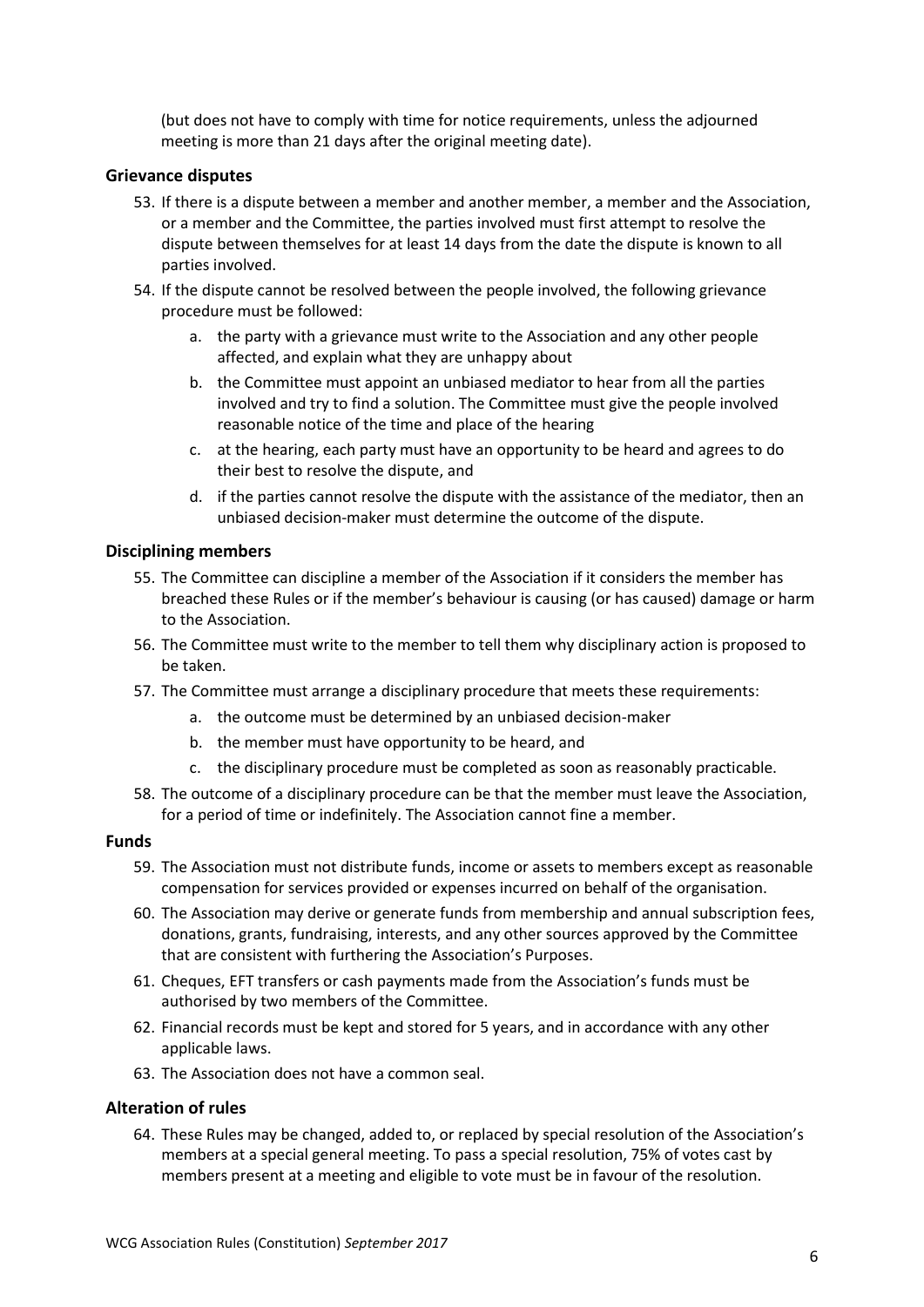(but does not have to comply with time for notice requirements, unless the adjourned meeting is more than 21 days after the original meeting date).

### Grievance disputes

53. If there is a dispute between a member and another member, a member and the Association, or a member and the Committee, the parties involved must first attempt to resolve the dispute between themselves for at least 14 days from the date the dispute is known to all parties involved.
54. If the dispute cannot be resolved between the people involved, the following grievance procedure must be followed:
    a. the party with a grievance must write to the Association and any other people affected, and explain what they are unhappy about
    b. the Committee must appoint an unbiased mediator to hear from all the parties involved and try to find a solution. The Committee must give the people involved reasonable notice of the time and place of the hearing
    c. at the hearing, each party must have an opportunity to be heard and agrees to do their best to resolve the dispute, and
    d. if the parties cannot resolve the dispute with the assistance of the mediator, then an unbiased decision-maker must determine the outcome of the dispute.

### Disciplining members

55. The Committee can discipline a member of the Association if it considers the member has breached these Rules or if the member's behaviour is causing (or has caused) damage or harm to the Association.
56. The Committee must write to the member to tell them why disciplinary action is proposed to be taken.
57. The Committee must arrange a disciplinary procedure that meets these requirements:
    a. the outcome must be determined by an unbiased decision-maker
    b. the member must have opportunity to be heard, and
    c. the disciplinary procedure must be completed as soon as reasonably practicable.
58. The outcome of a disciplinary procedure can be that the member must leave the Association, for a period of time or indefinitely. The Association cannot fine a member.

### Funds

59. The Association must not distribute funds, income or assets to members except as reasonable compensation for services provided or expenses incurred on behalf of the organisation.
60. The Association may derive or generate funds from membership and annual subscription fees, donations, grants, fundraising, interests, and any other sources approved by the Committee that are consistent with furthering the Association's Purposes.
61. Cheques, EFT transfers or cash payments made from the Association's funds must be authorised by two members of the Committee.
62. Financial records must be kept and stored for 5 years, and in accordance with any other applicable laws.
63. The Association does not have a common seal.

### Alteration of rules

64. These Rules may be changed, added to, or replaced by special resolution of the Association's members at a special general meeting. To pass a special resolution, 75% of votes cast by members present at a meeting and eligible to vote must be in favour of the resolution.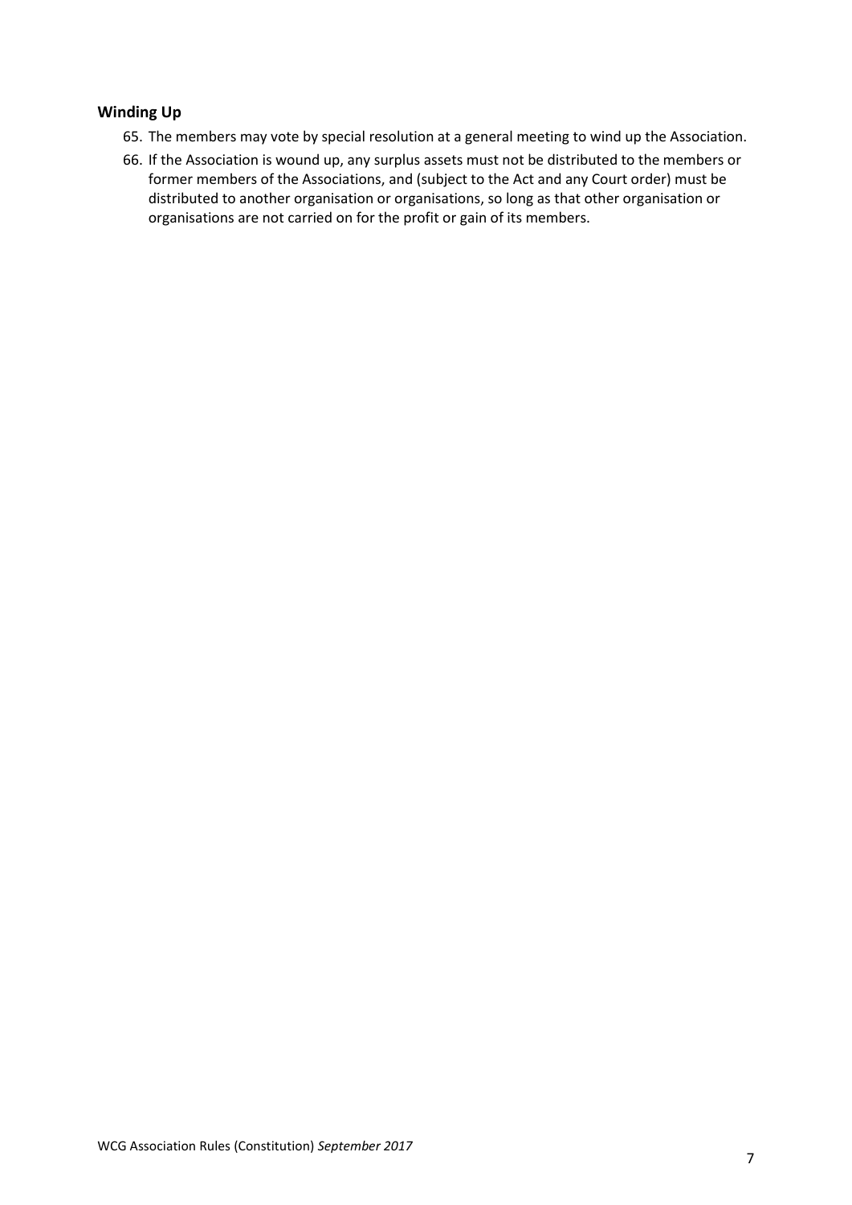### Winding Up

65. The members may vote by special resolution at a general meeting to wind up the Association.
66. If the Association is wound up, any surplus assets must not be distributed to the members or former members of the Associations, and (subject to the Act and any Court order) must be distributed to another organisation or organisations, so long as that other organisation or organisations are not carried on for the profit or gain of its members.